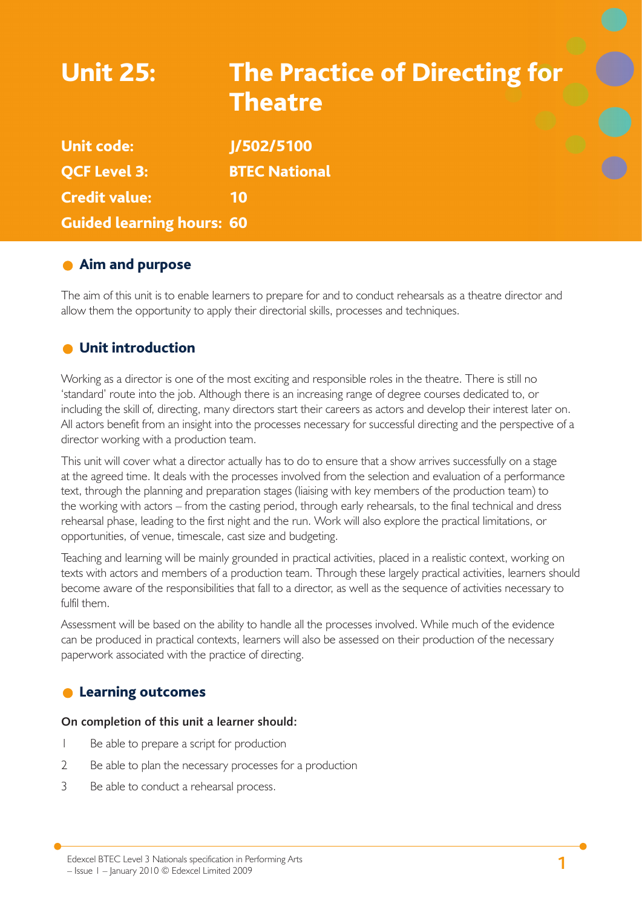# Unit 25: The Practice of Directing for Theatre

**Unit code:** J/502/5100

**QCF Level 3:** BTEC National

**Credit value:** 10

**Guided learning hours:** 60

## Aim and purpose

The aim of this unit is to enable learners to prepare for and to conduct rehearsals as a theatre director and allow them the opportunity to apply their directorial skills, processes and techniques.

## Unit introduction

Working as a director is one of the most exciting and responsible roles in the theatre. There is still no 'standard' route into the job. Although there is an increasing range of degree courses dedicated to, or including the skill of, directing, many directors start their careers as actors and develop their interest later on. All actors benefit from an insight into the processes necessary for successful directing and the perspective of a director working with a production team.

This unit will cover what a director actually has to do to ensure that a show arrives successfully on a stage at the agreed time. It deals with the processes involved from the selection and evaluation of a performance text, through the planning and preparation stages (liaising with key members of the production team) to the working with actors – from the casting period, through early rehearsals, to the final technical and dress rehearsal phase, leading to the first night and the run. Work will also explore the practical limitations, or opportunities, of venue, timescale, cast size and budgeting.

Teaching and learning will be mainly grounded in practical activities, placed in a realistic context, working on texts with actors and members of a production team. Through these largely practical activities, learners should become aware of the responsibilities that fall to a director, as well as the sequence of activities necessary to fulfil them.

Assessment will be based on the ability to handle all the processes involved. While much of the evidence can be produced in practical contexts, learners will also be assessed on their production of the necessary paperwork associated with the practice of directing.

## Learning outcomes

**On completion of this unit a learner should:**

1. Be able to prepare a script for production
2. Be able to plan the necessary processes for a production
3. Be able to conduct a rehearsal process.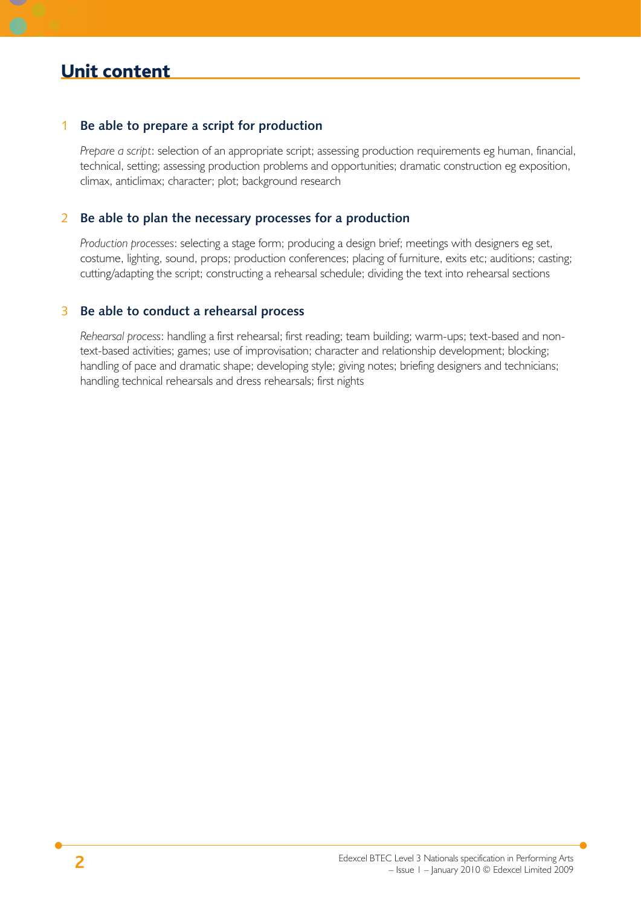## Unit content

### 1 Be able to prepare a script for production

*Prepare a script*: selection of an appropriate script; assessing production requirements eg human, financial, technical, setting; assessing production problems and opportunities; dramatic construction eg exposition, climax, anticlimax; character; plot; background research

### 2 Be able to plan the necessary processes for a production

*Production processes*: selecting a stage form; producing a design brief; meetings with designers eg set, costume, lighting, sound, props; production conferences; placing of furniture, exits etc; auditions; casting; cutting/adapting the script; constructing a rehearsal schedule; dividing the text into rehearsal sections

### 3 Be able to conduct a rehearsal process

*Rehearsal process*: handling a first rehearsal; first reading; team building; warm-ups; text-based and non-text-based activities; games; use of improvisation; character and relationship development; blocking; handling of pace and dramatic shape; developing style; giving notes; briefing designers and technicians; handling technical rehearsals and dress rehearsals; first nights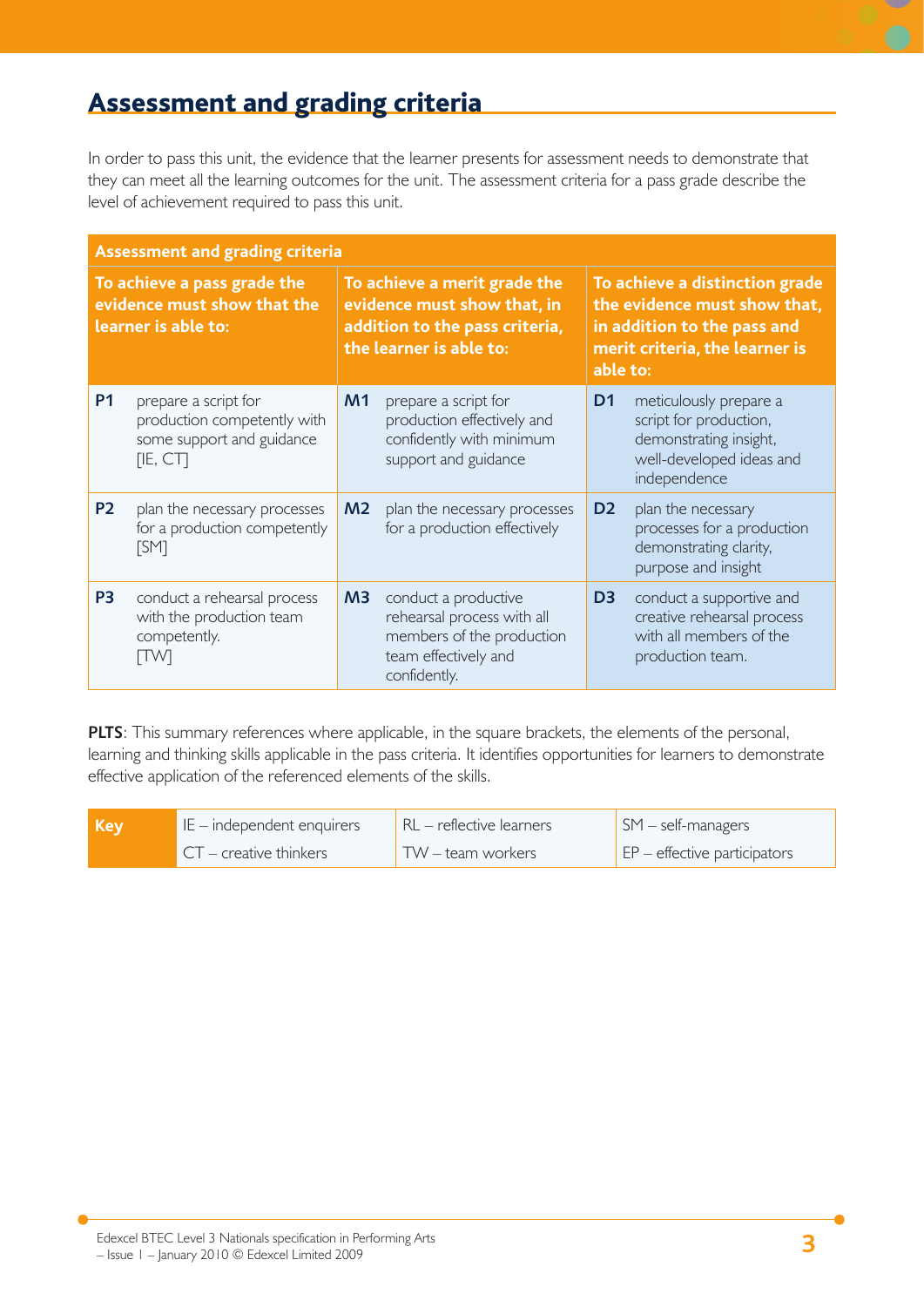## Assessment and grading criteria

In order to pass this unit, the evidence that the learner presents for assessment needs to demonstrate that they can meet all the learning outcomes for the unit. The assessment criteria for a pass grade describe the level of achievement required to pass this unit.

| Assessment and grading criteria | | | | | |
|---|---|---|---|---|---|
| **To achieve a pass grade the evidence must show that the learner is able to:** | | **To achieve a merit grade the evidence must show that, in addition to the pass criteria, the learner is able to:** | | **To achieve a distinction grade the evidence must show that, in addition to the pass and merit criteria, the learner is able to:** | |
| **P1** | prepare a script for production competently with some support and guidance [IE, CT] | **M1** | prepare a script for production effectively and confidently with minimum support and guidance | **D1** | meticulously prepare a script for production, demonstrating insight, well-developed ideas and independence |
| **P2** | plan the necessary processes for a production competently [SM] | **M2** | plan the necessary processes for a production effectively | **D2** | plan the necessary processes for a production demonstrating clarity, purpose and insight |
| **P3** | conduct a rehearsal process with the production team competently. [TW] | **M3** | conduct a productive rehearsal process with all members of the production team effectively and confidently. | **D3** | conduct a supportive and creative rehearsal process with all members of the production team. |

**PLTS**: This summary references where applicable, in the square brackets, the elements of the personal, learning and thinking skills applicable in the pass criteria. It identifies opportunities for learners to demonstrate effective application of the referenced elements of the skills.

| **Key** | IE – independent enquirers | RL – reflective learners | SM – self-managers |
|---|---|---|---|
| | CT – creative thinkers | TW – team workers | EP – effective participators |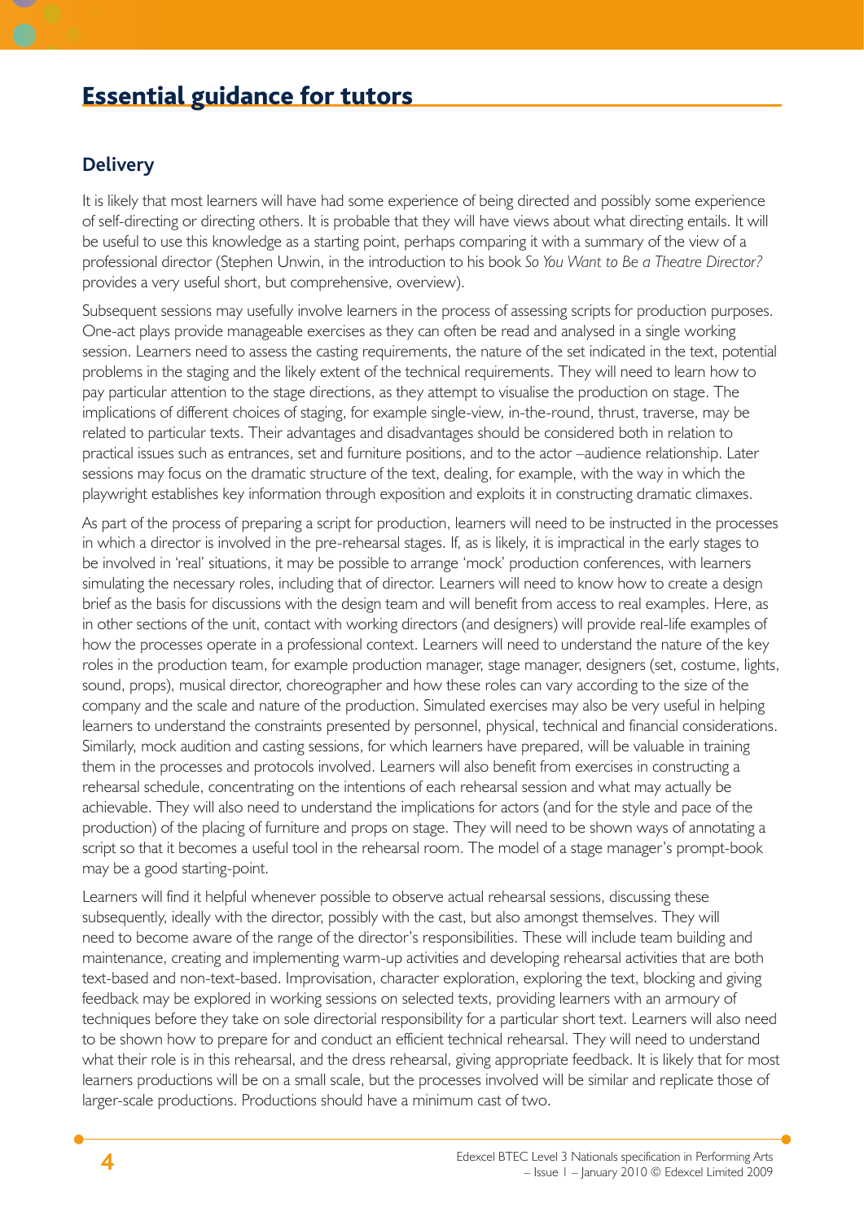# Essential guidance for tutors

## Delivery

It is likely that most learners will have had some experience of being directed and possibly some experience of self-directing or directing others. It is probable that they will have views about what directing entails. It will be useful to use this knowledge as a starting point, perhaps comparing it with a summary of the view of a professional director (Stephen Unwin, in the introduction to his book *So You Want to Be a Theatre Director?* provides a very useful short, but comprehensive, overview).

Subsequent sessions may usefully involve learners in the process of assessing scripts for production purposes. One-act plays provide manageable exercises as they can often be read and analysed in a single working session. Learners need to assess the casting requirements, the nature of the set indicated in the text, potential problems in the staging and the likely extent of the technical requirements. They will need to learn how to pay particular attention to the stage directions, as they attempt to visualise the production on stage. The implications of different choices of staging, for example single-view, in-the-round, thrust, traverse, may be related to particular texts. Their advantages and disadvantages should be considered both in relation to practical issues such as entrances, set and furniture positions, and to the actor –audience relationship. Later sessions may focus on the dramatic structure of the text, dealing, for example, with the way in which the playwright establishes key information through exposition and exploits it in constructing dramatic climaxes.

As part of the process of preparing a script for production, learners will need to be instructed in the processes in which a director is involved in the pre-rehearsal stages. If, as is likely, it is impractical in the early stages to be involved in 'real' situations, it may be possible to arrange 'mock' production conferences, with learners simulating the necessary roles, including that of director. Learners will need to know how to create a design brief as the basis for discussions with the design team and will benefit from access to real examples. Here, as in other sections of the unit, contact with working directors (and designers) will provide real-life examples of how the processes operate in a professional context. Learners will need to understand the nature of the key roles in the production team, for example production manager, stage manager, designers (set, costume, lights, sound, props), musical director, choreographer and how these roles can vary according to the size of the company and the scale and nature of the production. Simulated exercises may also be very useful in helping learners to understand the constraints presented by personnel, physical, technical and financial considerations. Similarly, mock audition and casting sessions, for which learners have prepared, will be valuable in training them in the processes and protocols involved. Learners will also benefit from exercises in constructing a rehearsal schedule, concentrating on the intentions of each rehearsal session and what may actually be achievable. They will also need to understand the implications for actors (and for the style and pace of the production) of the placing of furniture and props on stage. They will need to be shown ways of annotating a script so that it becomes a useful tool in the rehearsal room. The model of a stage manager's prompt-book may be a good starting-point.

Learners will find it helpful whenever possible to observe actual rehearsal sessions, discussing these subsequently, ideally with the director, possibly with the cast, but also amongst themselves. They will need to become aware of the range of the director's responsibilities. These will include team building and maintenance, creating and implementing warm-up activities and developing rehearsal activities that are both text-based and non-text-based. Improvisation, character exploration, exploring the text, blocking and giving feedback may be explored in working sessions on selected texts, providing learners with an armoury of techniques before they take on sole directorial responsibility for a particular short text. Learners will also need to be shown how to prepare for and conduct an efficient technical rehearsal. They will need to understand what their role is in this rehearsal, and the dress rehearsal, giving appropriate feedback. It is likely that for most learners productions will be on a small scale, but the processes involved will be similar and replicate those of larger-scale productions. Productions should have a minimum cast of two.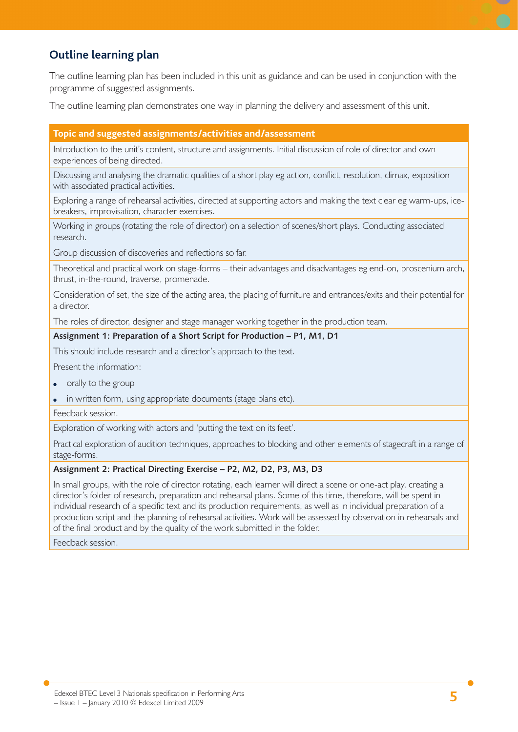## Outline learning plan

The outline learning plan has been included in this unit as guidance and can be used in conjunction with the programme of suggested assignments.

The outline learning plan demonstrates one way in planning the delivery and assessment of this unit.

| Topic and suggested assignments/activities and/assessment |
| --- |
| Introduction to the unit's content, structure and assignments. Initial discussion of role of director and own experiences of being directed. |
| Discussing and analysing the dramatic qualities of a short play eg action, conflict, resolution, climax, exposition with associated practical activities. |
| Exploring a range of rehearsal activities, directed at supporting actors and making the text clear eg warm-ups, ice-breakers, improvisation, character exercises. |
| Working in groups (rotating the role of director) on a selection of scenes/short plays. Conducting associated research.<br><br>Group discussion of discoveries and reflections so far. |
| Theoretical and practical work on stage-forms – their advantages and disadvantages eg end-on, proscenium arch, thrust, in-the-round, traverse, promenade.<br><br>Consideration of set, the size of the acting area, the placing of furniture and entrances/exits and their potential for a director.<br><br>The roles of director, designer and stage manager working together in the production team. |
| **Assignment 1: Preparation of a Short Script for Production – P1, M1, D1**<br><br>This should include research and a director's approach to the text.<br><br>Present the information:<br>• orally to the group<br>• in written form, using appropriate documents (stage plans etc). |
| Feedback session. |
| Exploration of working with actors and 'putting the text on its feet'.<br><br>Practical exploration of audition techniques, approaches to blocking and other elements of stagecraft in a range of stage-forms. |
| **Assignment 2: Practical Directing Exercise – P2, M2, D2, P3, M3, D3**<br><br>In small groups, with the role of director rotating, each learner will direct a scene or one-act play, creating a director's folder of research, preparation and rehearsal plans. Some of this time, therefore, will be spent in individual research of a specific text and its production requirements, as well as in individual preparation of a production script and the planning of rehearsal activities. Work will be assessed by observation in rehearsals and of the final product and by the quality of the work submitted in the folder. |
| Feedback session. |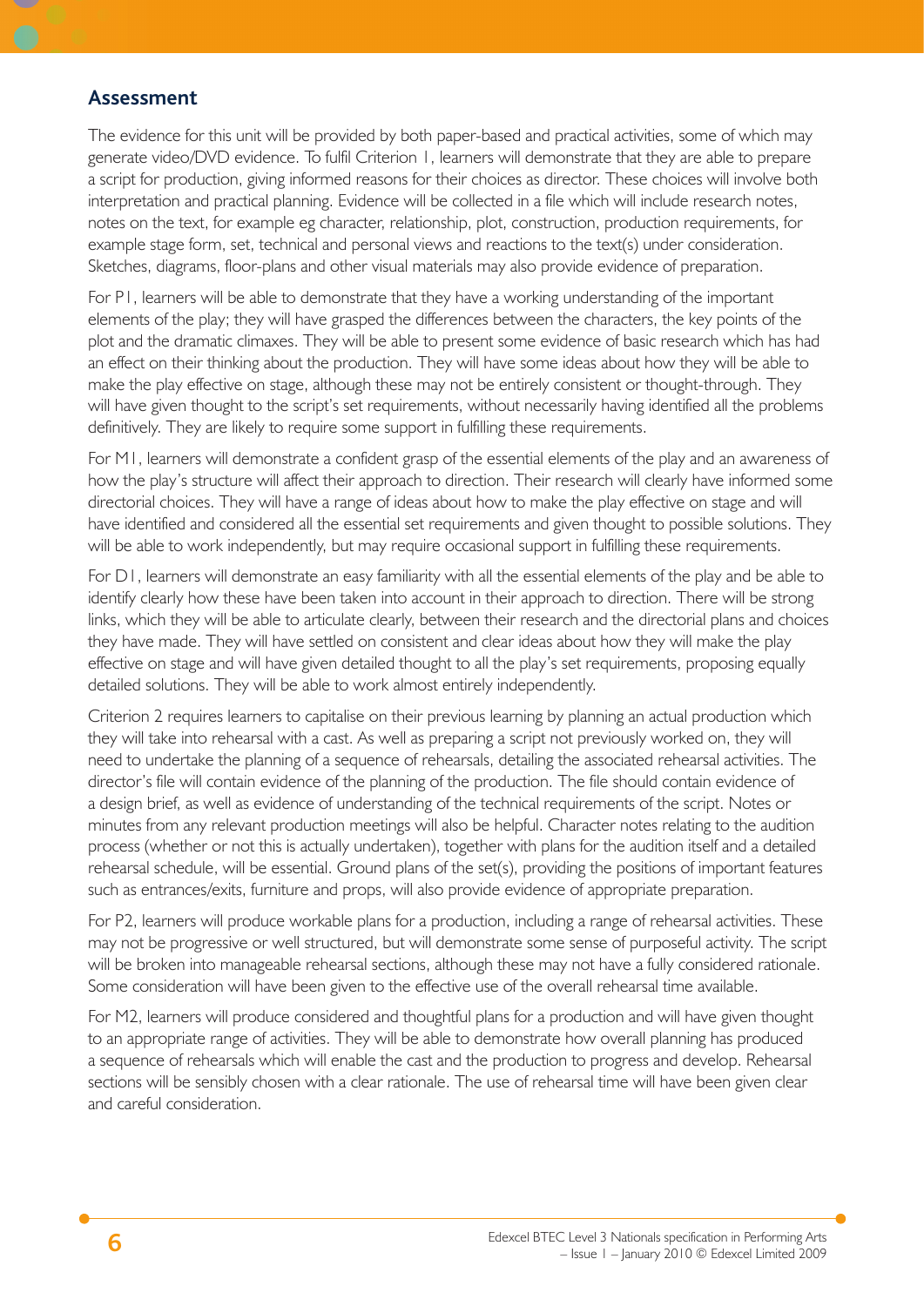## Assessment

The evidence for this unit will be provided by both paper-based and practical activities, some of which may generate video/DVD evidence. To fulfil Criterion 1, learners will demonstrate that they are able to prepare a script for production, giving informed reasons for their choices as director. These choices will involve both interpretation and practical planning. Evidence will be collected in a file which will include research notes, notes on the text, for example eg character, relationship, plot, construction, production requirements, for example stage form, set, technical and personal views and reactions to the text(s) under consideration. Sketches, diagrams, floor-plans and other visual materials may also provide evidence of preparation.

For P1, learners will be able to demonstrate that they have a working understanding of the important elements of the play; they will have grasped the differences between the characters, the key points of the plot and the dramatic climaxes. They will be able to present some evidence of basic research which has had an effect on their thinking about the production. They will have some ideas about how they will be able to make the play effective on stage, although these may not be entirely consistent or thought-through. They will have given thought to the script's set requirements, without necessarily having identified all the problems definitively. They are likely to require some support in fulfilling these requirements.

For M1, learners will demonstrate a confident grasp of the essential elements of the play and an awareness of how the play's structure will affect their approach to direction. Their research will clearly have informed some directorial choices. They will have a range of ideas about how to make the play effective on stage and will have identified and considered all the essential set requirements and given thought to possible solutions. They will be able to work independently, but may require occasional support in fulfilling these requirements.

For D1, learners will demonstrate an easy familiarity with all the essential elements of the play and be able to identify clearly how these have been taken into account in their approach to direction. There will be strong links, which they will be able to articulate clearly, between their research and the directorial plans and choices they have made. They will have settled on consistent and clear ideas about how they will make the play effective on stage and will have given detailed thought to all the play's set requirements, proposing equally detailed solutions. They will be able to work almost entirely independently.

Criterion 2 requires learners to capitalise on their previous learning by planning an actual production which they will take into rehearsal with a cast. As well as preparing a script not previously worked on, they will need to undertake the planning of a sequence of rehearsals, detailing the associated rehearsal activities. The director's file will contain evidence of the planning of the production. The file should contain evidence of a design brief, as well as evidence of understanding of the technical requirements of the script. Notes or minutes from any relevant production meetings will also be helpful. Character notes relating to the audition process (whether or not this is actually undertaken), together with plans for the audition itself and a detailed rehearsal schedule, will be essential. Ground plans of the set(s), providing the positions of important features such as entrances/exits, furniture and props, will also provide evidence of appropriate preparation.

For P2, learners will produce workable plans for a production, including a range of rehearsal activities. These may not be progressive or well structured, but will demonstrate some sense of purposeful activity. The script will be broken into manageable rehearsal sections, although these may not have a fully considered rationale. Some consideration will have been given to the effective use of the overall rehearsal time available.

For M2, learners will produce considered and thoughtful plans for a production and will have given thought to an appropriate range of activities. They will be able to demonstrate how overall planning has produced a sequence of rehearsals which will enable the cast and the production to progress and develop. Rehearsal sections will be sensibly chosen with a clear rationale. The use of rehearsal time will have been given clear and careful consideration.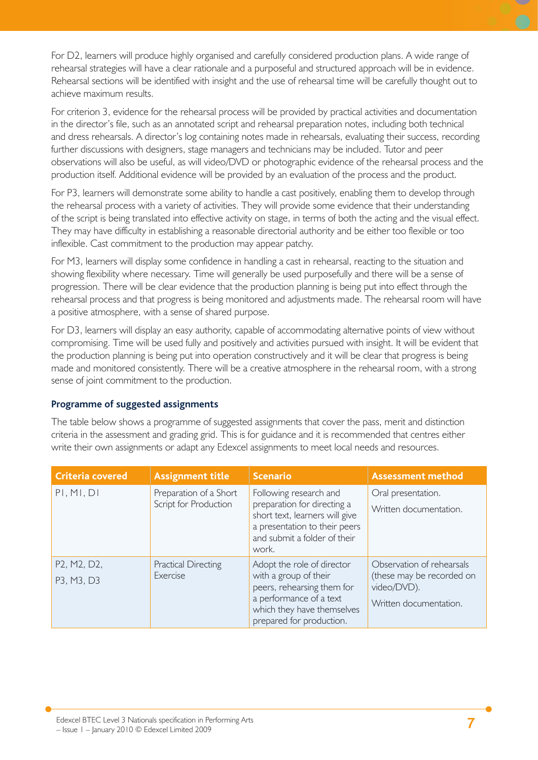For D2, learners will produce highly organised and carefully considered production plans. A wide range of rehearsal strategies will have a clear rationale and a purposeful and structured approach will be in evidence. Rehearsal sections will be identified with insight and the use of rehearsal time will be carefully thought out to achieve maximum results.

For criterion 3, evidence for the rehearsal process will be provided by practical activities and documentation in the director's file, such as an annotated script and rehearsal preparation notes, including both technical and dress rehearsals. A director's log containing notes made in rehearsals, evaluating their success, recording further discussions with designers, stage managers and technicians may be included. Tutor and peer observations will also be useful, as will video/DVD or photographic evidence of the rehearsal process and the production itself. Additional evidence will be provided by an evaluation of the process and the product.

For P3, learners will demonstrate some ability to handle a cast positively, enabling them to develop through the rehearsal process with a variety of activities. They will provide some evidence that their understanding of the script is being translated into effective activity on stage, in terms of both the acting and the visual effect. They may have difficulty in establishing a reasonable directorial authority and be either too flexible or too inflexible. Cast commitment to the production may appear patchy.

For M3, learners will display some confidence in handling a cast in rehearsal, reacting to the situation and showing flexibility where necessary. Time will generally be used purposefully and there will be a sense of progression. There will be clear evidence that the production planning is being put into effect through the rehearsal process and that progress is being monitored and adjustments made. The rehearsal room will have a positive atmosphere, with a sense of shared purpose.

For D3, learners will display an easy authority, capable of accommodating alternative points of view without compromising. Time will be used fully and positively and activities pursued with insight. It will be evident that the production planning is being put into operation constructively and it will be clear that progress is being made and monitored consistently. There will be a creative atmosphere in the rehearsal room, with a strong sense of joint commitment to the production.

### Programme of suggested assignments

The table below shows a programme of suggested assignments that cover the pass, merit and distinction criteria in the assessment and grading grid. This is for guidance and it is recommended that centres either write their own assignments or adapt any Edexcel assignments to meet local needs and resources.

| Criteria covered | Assignment title | Scenario | Assessment method |
|---|---|---|---|
| P1, M1, D1 | Preparation of a Short Script for Production | Following research and preparation for directing a short text, learners will give a presentation to their peers and submit a folder of their work. | Oral presentation.<br>Written documentation. |
| P2, M2, D2,<br>P3, M3, D3 | Practical Directing Exercise | Adopt the role of director with a group of their peers, rehearsing them for a performance of a text which they have themselves prepared for production. | Observation of rehearsals (these may be recorded on video/DVD).<br>Written documentation. |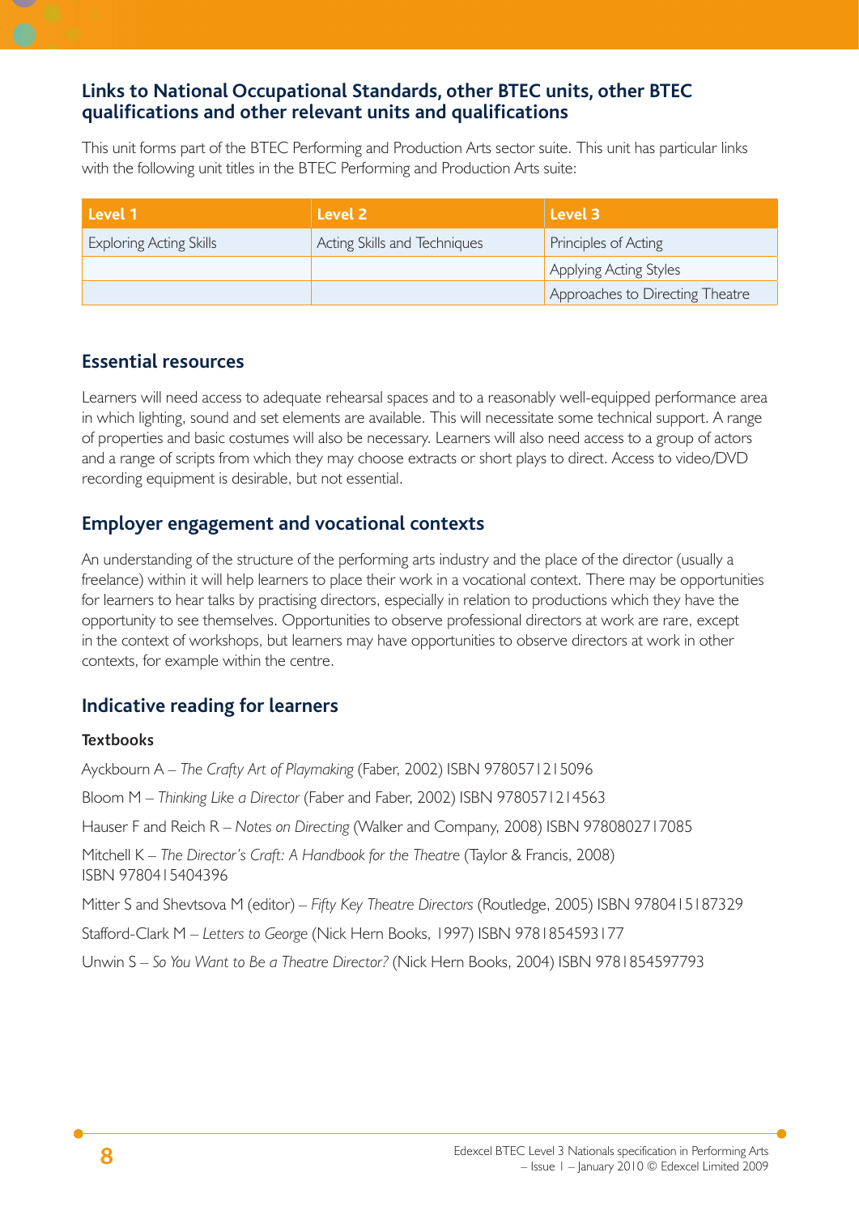## Links to National Occupational Standards, other BTEC units, other BTEC qualifications and other relevant units and qualifications

This unit forms part of the BTEC Performing and Production Arts sector suite. This unit has particular links with the following unit titles in the BTEC Performing and Production Arts suite:

| Level 1 | Level 2 | Level 3 |
|---|---|---|
| Exploring Acting Skills | Acting Skills and Techniques | Principles of Acting |
| | | Applying Acting Styles |
| | | Approaches to Directing Theatre |

## Essential resources

Learners will need access to adequate rehearsal spaces and to a reasonably well-equipped performance area in which lighting, sound and set elements are available. This will necessitate some technical support. A range of properties and basic costumes will also be necessary. Learners will also need access to a group of actors and a range of scripts from which they may choose extracts or short plays to direct. Access to video/DVD recording equipment is desirable, but not essential.

## Employer engagement and vocational contexts

An understanding of the structure of the performing arts industry and the place of the director (usually a freelance) within it will help learners to place their work in a vocational context. There may be opportunities for learners to hear talks by practising directors, especially in relation to productions which they have the opportunity to see themselves. Opportunities to observe professional directors at work are rare, except in the context of workshops, but learners may have opportunities to observe directors at work in other contexts, for example within the centre.

## Indicative reading for learners

### Textbooks

Ayckbourn A – *The Crafty Art of Playmaking* (Faber, 2002) ISBN 9780571215096

Bloom M – *Thinking Like a Director* (Faber and Faber, 2002) ISBN 9780571214563

Hauser F and Reich R – *Notes on Directing* (Walker and Company, 2008) ISBN 9780802717085

Mitchell K – *The Director's Craft: A Handbook for the Theatre* (Taylor & Francis, 2008) ISBN 9780415404396

Mitter S and Shevtsova M (editor) – *Fifty Key Theatre Directors* (Routledge, 2005) ISBN 9780415187329

Stafford-Clark M – *Letters to George* (Nick Hern Books, 1997) ISBN 9781854593177

Unwin S – *So You Want to Be a Theatre Director?* (Nick Hern Books, 2004) ISBN 9781854597793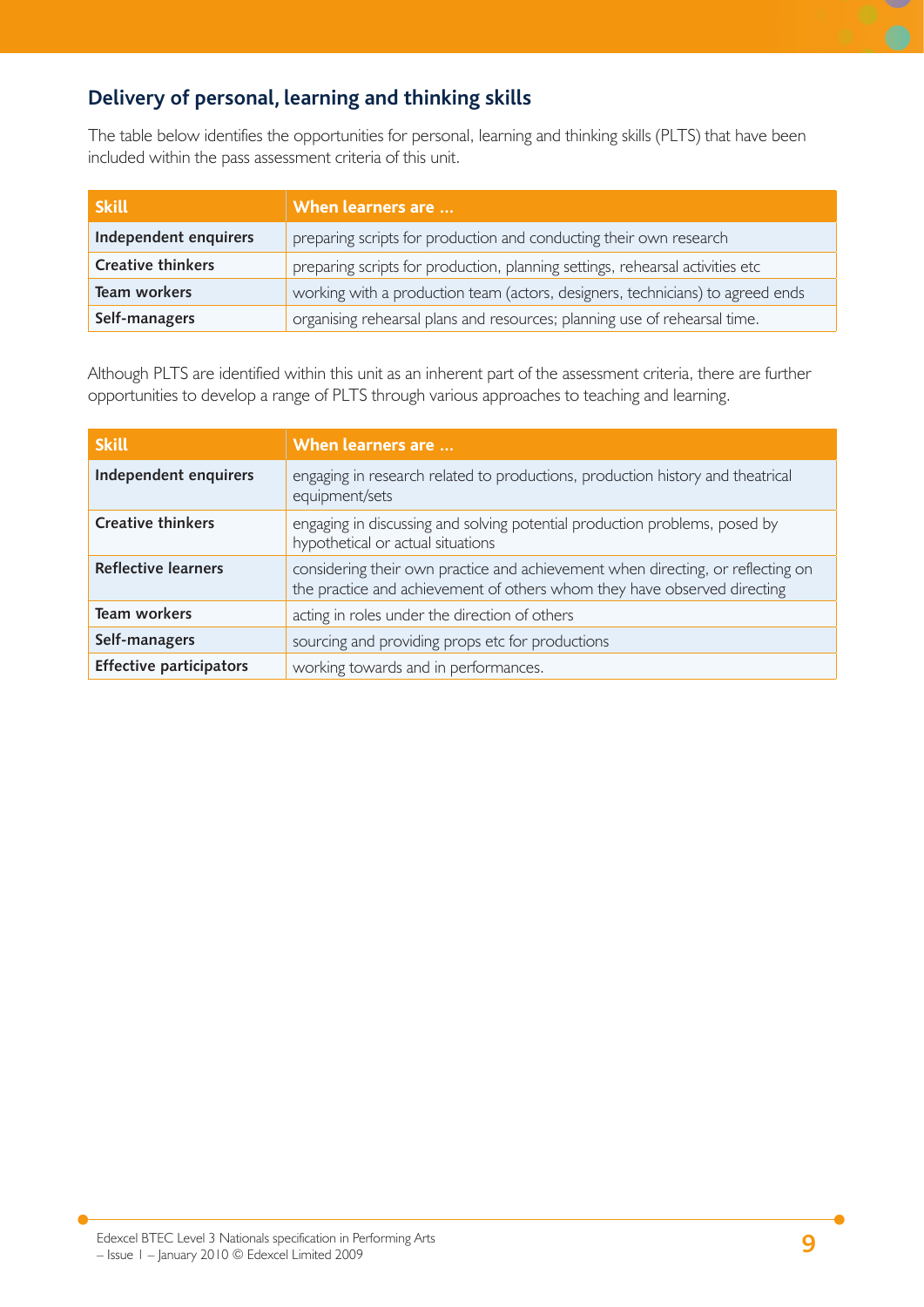## Delivery of personal, learning and thinking skills

The table below identifies the opportunities for personal, learning and thinking skills (PLTS) that have been included within the pass assessment criteria of this unit.

| Skill | When learners are … |
|---|---|
| **Independent enquirers** | preparing scripts for production and conducting their own research |
| **Creative thinkers** | preparing scripts for production, planning settings, rehearsal activities etc |
| **Team workers** | working with a production team (actors, designers, technicians) to agreed ends |
| **Self-managers** | organising rehearsal plans and resources; planning use of rehearsal time. |

Although PLTS are identified within this unit as an inherent part of the assessment criteria, there are further opportunities to develop a range of PLTS through various approaches to teaching and learning.

| Skill | When learners are … |
|---|---|
| **Independent enquirers** | engaging in research related to productions, production history and theatrical equipment/sets |
| **Creative thinkers** | engaging in discussing and solving potential production problems, posed by hypothetical or actual situations |
| **Reflective learners** | considering their own practice and achievement when directing, or reflecting on the practice and achievement of others whom they have observed directing |
| **Team workers** | acting in roles under the direction of others |
| **Self-managers** | sourcing and providing props etc for productions |
| **Effective participators** | working towards and in performances. |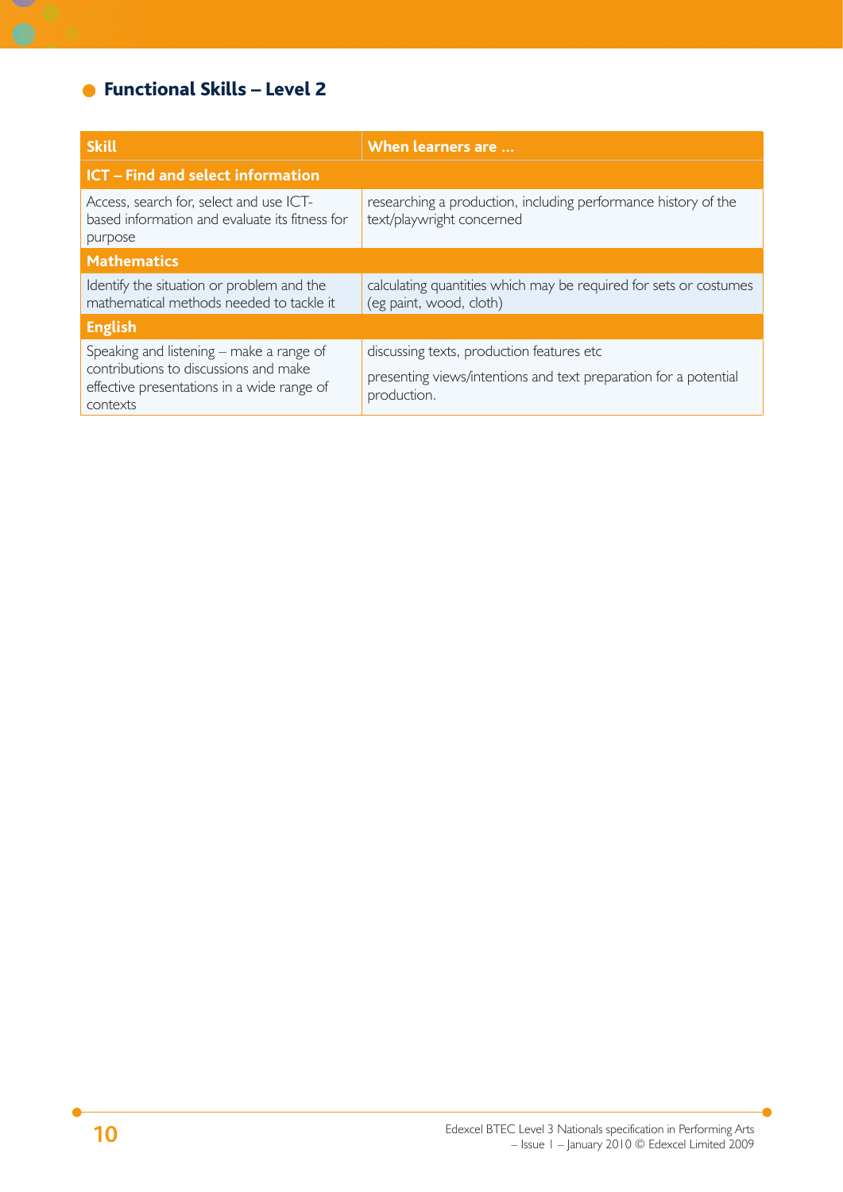## Functional Skills – Level 2

| Skill | When learners are … |
|---|---|
| **ICT – Find and select information** | |
| Access, search for, select and use ICT-based information and evaluate its fitness for purpose | researching a production, including performance history of the text/playwright concerned |
| **Mathematics** | |
| Identify the situation or problem and the mathematical methods needed to tackle it | calculating quantities which may be required for sets or costumes (eg paint, wood, cloth) |
| **English** | |
| Speaking and listening – make a range of contributions to discussions and make effective presentations in a wide range of contexts | discussing texts, production features etc<br><br>presenting views/intentions and text preparation for a potential production. |